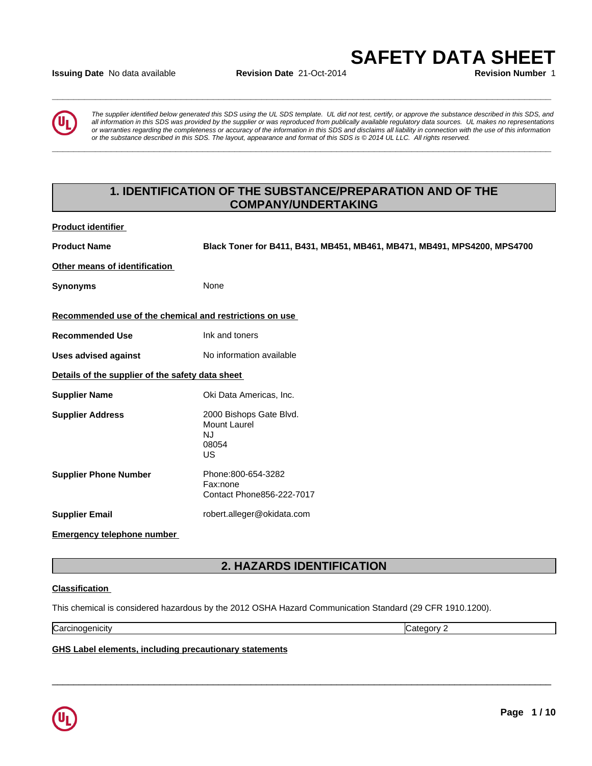# SAFETY DATA SHEET

**Issuing Date** No data available **Revision Date** 21-Oct-2014 **Revision Number** 1

*The supplier identified below generated this SDS using the UL SDS template. UL did not test, certify, or approve the substance described in this SDS, and all information in this SDS was provided by the supplier or was reproduced from publically available regulatory data sources. UL makes no representations or warranties regarding the completeness or accuracy of the information in this SDS and disclaims all liability in connection with the use of this information or the substance described in this SDS. The layout, appearance and format of this SDS is © 2014 UL LLC. All rights reserved.*

## 1. IDENTIFICATION OF THE SUBSTANCE/PREPARATION AND OF THE COMPANY/UNDERTAKING

**Product identifier**

**Product Name** **Black Toner for B411, B431, MB451, MB461, MB471, MB491, MPS4200, MPS4700**

**Other means of identification**

**Synonyms** None

**Recommended use of the chemical and restrictions on use**

**Recommended Use** Ink and toners

**Uses advised against** No information available

**Details of the supplier of the safety data sheet**

**Supplier Name** Oki Data Americas, Inc.

**Supplier Address** 2000 Bishops Gate Blvd.
Mount Laurel
NJ
08054
US

**Supplier Phone Number** Phone:800-654-3282
Fax:none
Contact Phone856-222-7017

**Supplier Email** robert.alleger@okidata.com

**Emergency telephone number**

## 2. HAZARDS IDENTIFICATION

**Classification**

This chemical is considered hazardous by the 2012 OSHA Hazard Communication Standard (29 CFR 1910.1200).

| Carcinogenicity | Category 2 |
|---|---|

**GHS Label elements, including precautionary statements**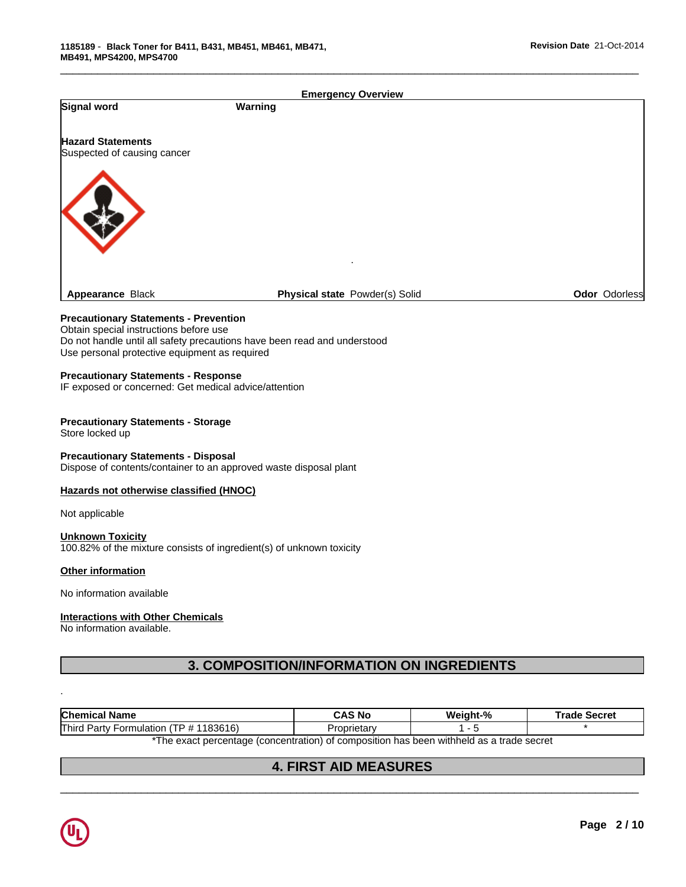**Emergency Overview**

| | |
|---|---|
| **Signal word** | **Warning** |

**Hazard Statements**
Suspected of causing cancer

**Appearance** Black **Physical state** Powder(s) Solid **Odor** Odorless

**Precautionary Statements - Prevention**
Obtain special instructions before use
Do not handle until all safety precautions have been read and understood
Use personal protective equipment as required

**Precautionary Statements - Response**
IF exposed or concerned: Get medical advice/attention

**Precautionary Statements - Storage**
Store locked up

**Precautionary Statements - Disposal**
Dispose of contents/container to an approved waste disposal plant

**Hazards not otherwise classified (HNOC)**

Not applicable

**Unknown Toxicity**
100.82% of the mixture consists of ingredient(s) of unknown toxicity

**Other information**

No information available

**Interactions with Other Chemicals**
No information available.

## 3. COMPOSITION/INFORMATION ON INGREDIENTS

| Chemical Name | CAS No | Weight-% | Trade Secret |
|---|---|---|---|
| Third Party Formulation (TP # 1183616) | Proprietary | 1 - 5 | * |

*The exact percentage (concentration) of composition has been withheld as a trade secret

## 4. FIRST AID MEASURES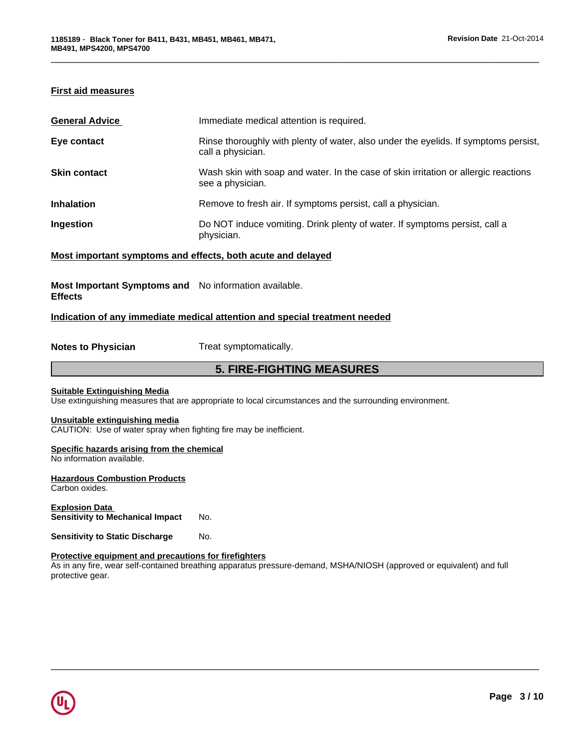### First aid measures

| | |
|---|---|
| **General Advice** | Immediate medical attention is required. |
| **Eye contact** | Rinse thoroughly with plenty of water, also under the eyelids. If symptoms persist, call a physician. |
| **Skin contact** | Wash skin with soap and water. In the case of skin irritation or allergic reactions see a physician. |
| **Inhalation** | Remove to fresh air. If symptoms persist, call a physician. |
| **Ingestion** | Do NOT induce vomiting. Drink plenty of water. If symptoms persist, call a physician. |

### Most important symptoms and effects, both acute and delayed

| | |
|---|---|
| **Most Important Symptoms and Effects** | No information available. |

### Indication of any immediate medical attention and special treatment needed

| | |
|---|---|
| **Notes to Physician** | Treat symptomatically. |

## 5. FIRE-FIGHTING MEASURES

**Suitable Extinguishing Media**
Use extinguishing measures that are appropriate to local circumstances and the surrounding environment.

**Unsuitable extinguishing media**
CAUTION: Use of water spray when fighting fire may be inefficient.

**Specific hazards arising from the chemical**
No information available.

**Hazardous Combustion Products**
Carbon oxides.

**Explosion Data**

| | |
|---|---|
| **Sensitivity to Mechanical Impact** | No. |
| **Sensitivity to Static Discharge** | No. |

**Protective equipment and precautions for firefighters**
As in any fire, wear self-contained breathing apparatus pressure-demand, MSHA/NIOSH (approved or equivalent) and full protective gear.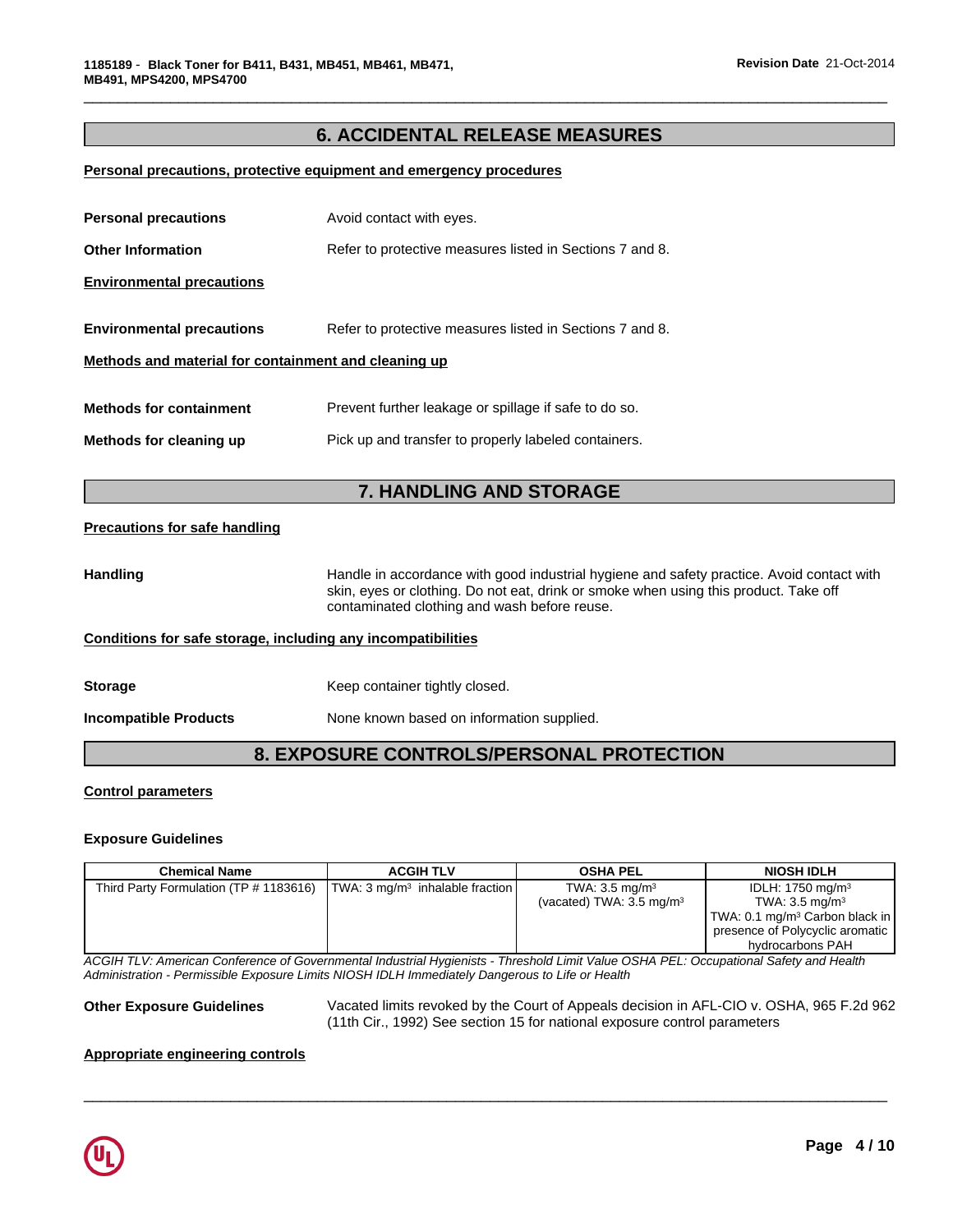## 6. ACCIDENTAL RELEASE MEASURES

**Personal precautions, protective equipment and emergency procedures**

**Personal precautions** Avoid contact with eyes.

**Other Information** Refer to protective measures listed in Sections 7 and 8.

**Environmental precautions**

**Environmental precautions** Refer to protective measures listed in Sections 7 and 8.

**Methods and material for containment and cleaning up**

**Methods for containment** Prevent further leakage or spillage if safe to do so.

**Methods for cleaning up** Pick up and transfer to properly labeled containers.

## 7. HANDLING AND STORAGE

**Precautions for safe handling**

**Handling** Handle in accordance with good industrial hygiene and safety practice. Avoid contact with skin, eyes or clothing. Do not eat, drink or smoke when using this product. Take off contaminated clothing and wash before reuse.

**Conditions for safe storage, including any incompatibilities**

**Storage** Keep container tightly closed.

**Incompatible Products** None known based on information supplied.

## 8. EXPOSURE CONTROLS/PERSONAL PROTECTION

**Control parameters**

**Exposure Guidelines**

| Chemical Name | ACGIH TLV | OSHA PEL | NIOSH IDLH |
|---|---|---|---|
| Third Party Formulation (TP # 1183616) | TWA: 3 mg/m³ inhalable fraction | TWA: 3.5 mg/m³<br>(vacated) TWA: 3.5 mg/m³ | IDLH: 1750 mg/m³<br>TWA: 3.5 mg/m³<br>TWA: 0.1 mg/m³ Carbon black in presence of Polycyclic aromatic hydrocarbons PAH |

*ACGIH TLV: American Conference of Governmental Industrial Hygienists - Threshold Limit Value OSHA PEL: Occupational Safety and Health Administration - Permissible Exposure Limits NIOSH IDLH Immediately Dangerous to Life or Health*

**Other Exposure Guidelines** Vacated limits revoked by the Court of Appeals decision in AFL-CIO v. OSHA, 965 F.2d 962 (11th Cir., 1992) See section 15 for national exposure control parameters

**Appropriate engineering controls**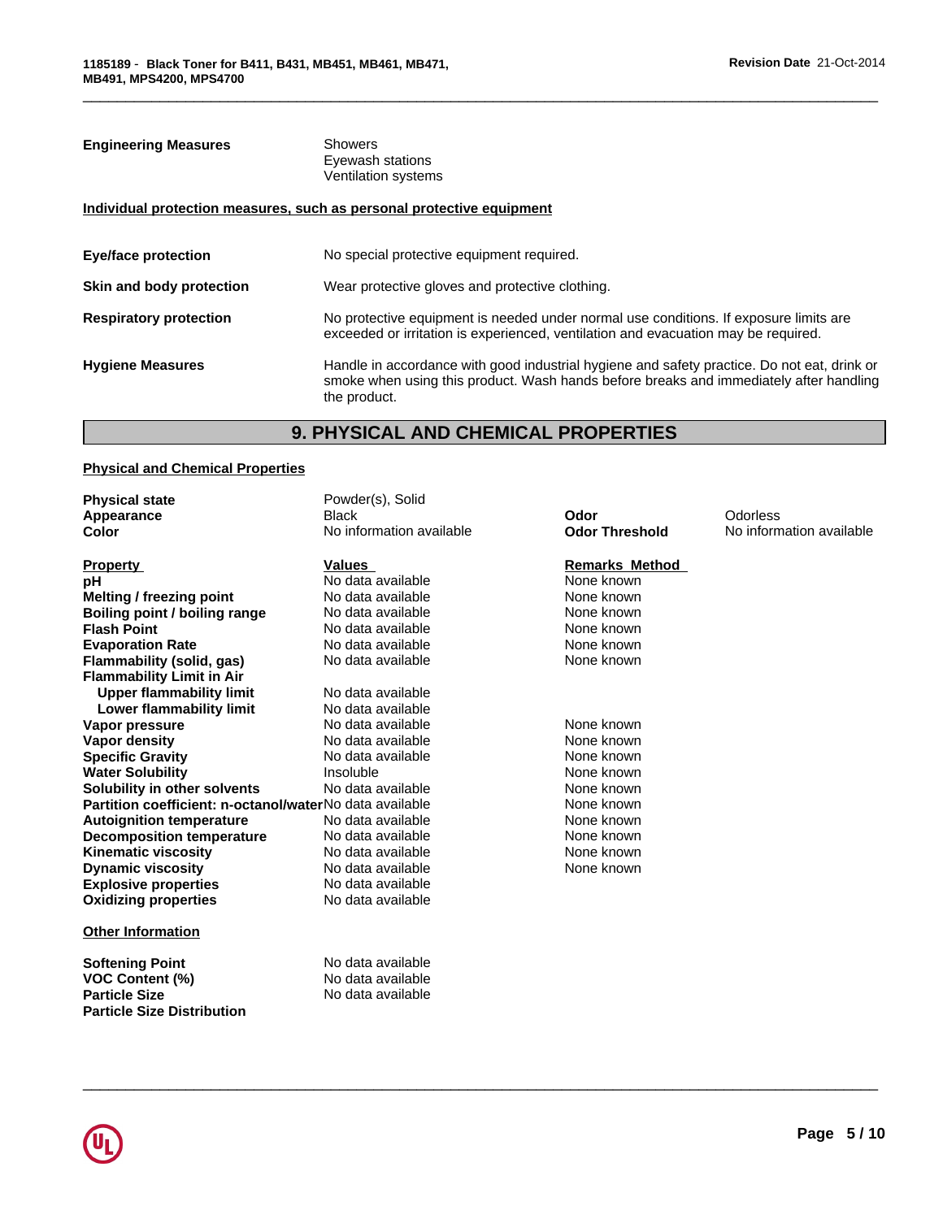| | |
|---|---|
| **Engineering Measures** | Showers<br>Eyewash stations<br>Ventilation systems |

**Individual protection measures, such as personal protective equipment**

| | |
|---|---|
| **Eye/face protection** | No special protective equipment required. |
| **Skin and body protection** | Wear protective gloves and protective clothing. |
| **Respiratory protection** | No protective equipment is needed under normal use conditions. If exposure limits are exceeded or irritation is experienced, ventilation and evacuation may be required. |
| **Hygiene Measures** | Handle in accordance with good industrial hygiene and safety practice. Do not eat, drink or smoke when using this product. Wash hands before breaks and immediately after handling the product. |

## 9. PHYSICAL AND CHEMICAL PROPERTIES

**Physical and Chemical Properties**

| | | | |
|---|---|---|---|
| **Physical state** | Powder(s), Solid | | |
| **Appearance** | Black | **Odor** | Odorless |
| **Color** | No information available | **Odor Threshold** | No information available |

| Property | Values | Remarks Method |
|---|---|---|
| **pH** | No data available | None known |
| **Melting / freezing point** | No data available | None known |
| **Boiling point / boiling range** | No data available | None known |
| **Flash Point** | No data available | None known |
| **Evaporation Rate** | No data available | None known |
| **Flammability (solid, gas)** | No data available | None known |
| **Flammability Limit in Air** | | |
| **Upper flammability limit** | No data available | |
| **Lower flammability limit** | No data available | |
| **Vapor pressure** | No data available | None known |
| **Vapor density** | No data available | None known |
| **Specific Gravity** | No data available | None known |
| **Water Solubility** | Insoluble | None known |
| **Solubility in other solvents** | No data available | None known |
| **Partition coefficient: n-octanol/water** | No data available | None known |
| **Autoignition temperature** | No data available | None known |
| **Decomposition temperature** | No data available | None known |
| **Kinematic viscosity** | No data available | None known |
| **Dynamic viscosity** | No data available | None known |
| **Explosive properties** | No data available | |
| **Oxidizing properties** | No data available | |

**Other Information**

| | |
|---|---|
| **Softening Point** | No data available |
| **VOC Content (%)** | No data available |
| **Particle Size** | No data available |
| **Particle Size Distribution** | |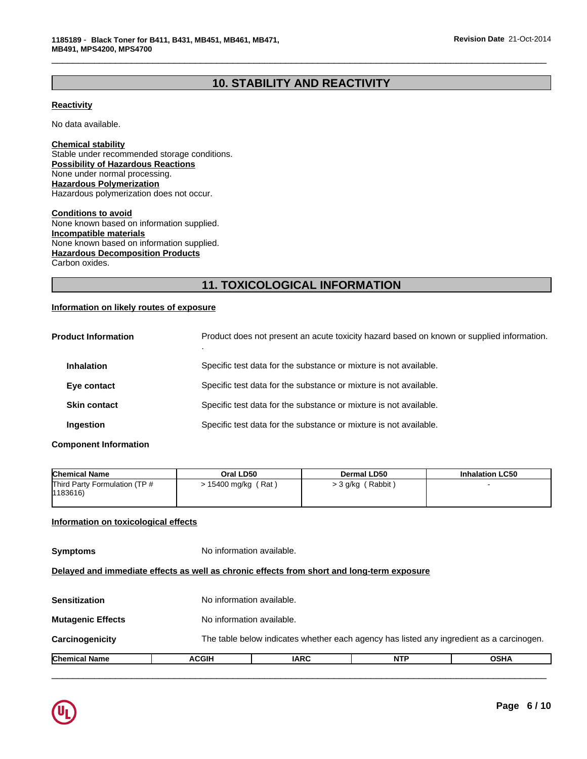## 10. STABILITY AND REACTIVITY

**Reactivity**

No data available.

**Chemical stability**

Stable under recommended storage conditions.

**Possibility of Hazardous Reactions**

None under normal processing.

**Hazardous Polymerization**

Hazardous polymerization does not occur.

**Conditions to avoid**

None known based on information supplied.

**Incompatible materials**

None known based on information supplied.

**Hazardous Decomposition Products**

Carbon oxides.

## 11. TOXICOLOGICAL INFORMATION

**Information on likely routes of exposure**

**Product Information** Product does not present an acute toxicity hazard based on known or supplied information.

.

**Inhalation** Specific test data for the substance or mixture is not available.

**Eye contact** Specific test data for the substance or mixture is not available.

**Skin contact** Specific test data for the substance or mixture is not available.

**Ingestion** Specific test data for the substance or mixture is not available.

**Component Information**

| Chemical Name | Oral LD50 | Dermal LD50 | Inhalation LC50 |
|---|---|---|---|
| Third Party Formulation (TP # 1183616) | > 15400 mg/kg ( Rat ) | > 3 g/kg ( Rabbit ) | - |

**Information on toxicological effects**

**Symptoms** No information available.

**Delayed and immediate effects as well as chronic effects from short and long-term exposure**

**Sensitization** No information available.

**Mutagenic Effects** No information available.

**Carcinogenicity** The table below indicates whether each agency has listed any ingredient as a carcinogen.

| Chemical Name | ACGIH | IARC | NTP | OSHA |
|---|---|---|---|---|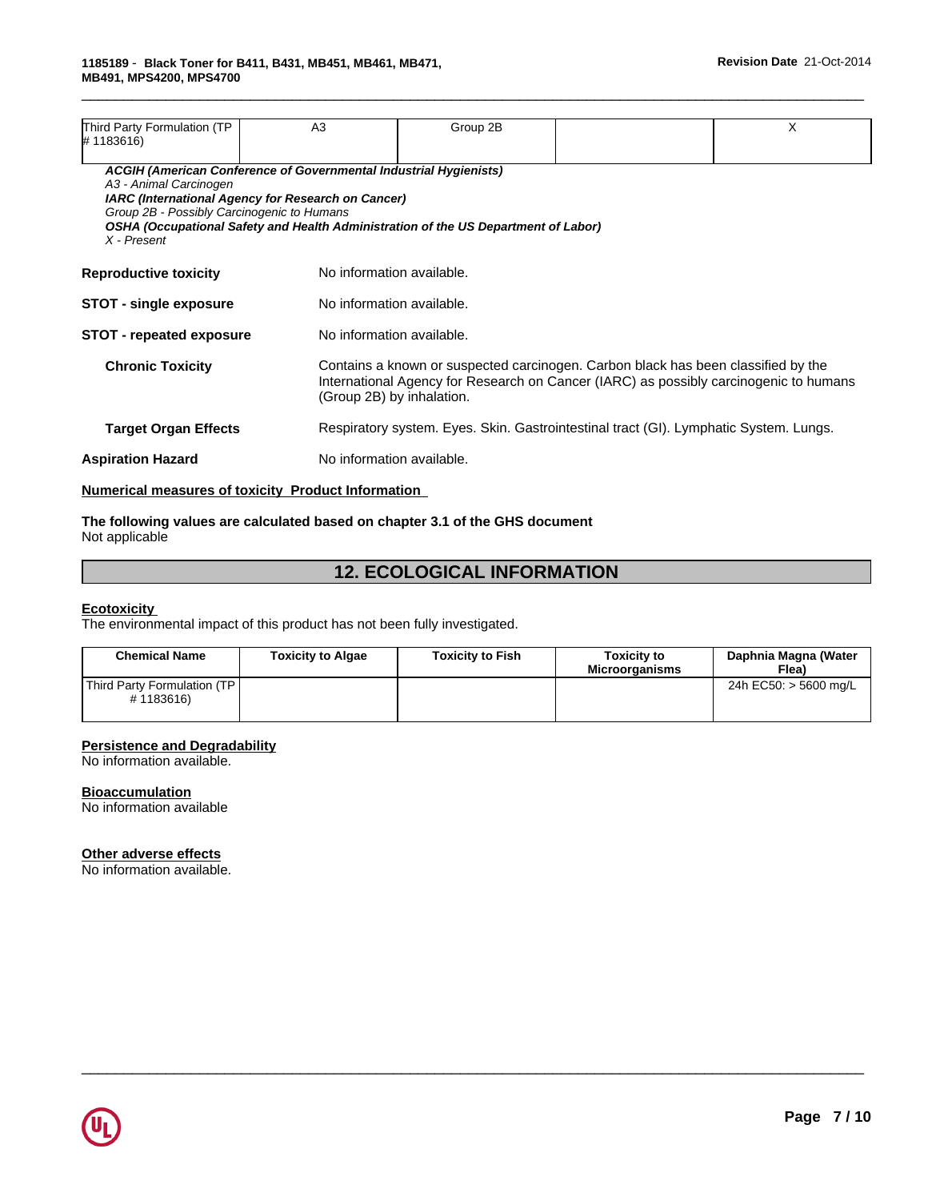| Third Party Formulation (TP # 1183616) | A3 | Group 2B | | X |
|---|---|---|---|---|

***ACGIH (American Conference of Governmental Industrial Hygienists)***
*A3 - Animal Carcinogen*
***IARC (International Agency for Research on Cancer)***
*Group 2B - Possibly Carcinogenic to Humans*
***OSHA (Occupational Safety and Health Administration of the US Department of Labor)***
*X - Present*

**Reproductive toxicity** No information available.

**STOT - single exposure** No information available.

**STOT - repeated exposure** No information available.

**Chronic Toxicity** Contains a known or suspected carcinogen. Carbon black has been classified by the International Agency for Research on Cancer (IARC) as possibly carcinogenic to humans (Group 2B) by inhalation.

**Target Organ Effects** Respiratory system. Eyes. Skin. Gastrointestinal tract (GI). Lymphatic System. Lungs.

**Aspiration Hazard** No information available.

**Numerical measures of toxicity Product Information**

**The following values are calculated based on chapter 3.1 of the GHS document**
Not applicable

## 12. ECOLOGICAL INFORMATION

**Ecotoxicity**
The environmental impact of this product has not been fully investigated.

| Chemical Name | Toxicity to Algae | Toxicity to Fish | Toxicity to Microorganisms | Daphnia Magna (Water Flea) |
|---|---|---|---|---|
| Third Party Formulation (TP # 1183616) | | | | 24h EC50: > 5600 mg/L |

**Persistence and Degradability**
No information available.

**Bioaccumulation**
No information available

**Other adverse effects**
No information available.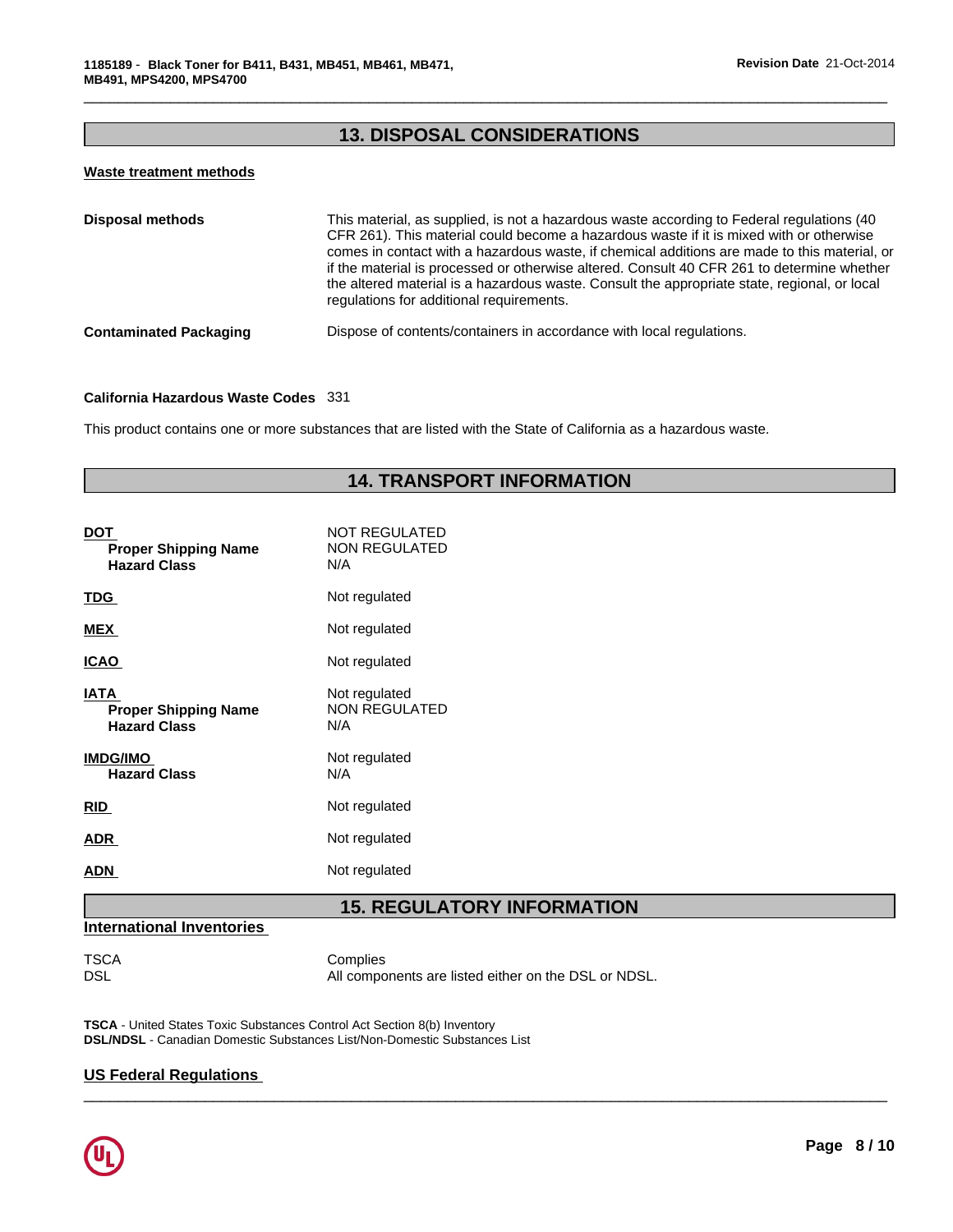## 13. DISPOSAL CONSIDERATIONS

**Waste treatment methods**

| | |
|---|---|
| **Disposal methods** | This material, as supplied, is not a hazardous waste according to Federal regulations (40 CFR 261). This material could become a hazardous waste if it is mixed with or otherwise comes in contact with a hazardous waste, if chemical additions are made to this material, or if the material is processed or otherwise altered. Consult 40 CFR 261 to determine whether the altered material is a hazardous waste. Consult the appropriate state, regional, or local regulations for additional requirements. |
| **Contaminated Packaging** | Dispose of contents/containers in accordance with local regulations. |

**California Hazardous Waste Codes** 331

This product contains one or more substances that are listed with the State of California as a hazardous waste.

## 14. TRANSPORT INFORMATION

| | |
|---|---|
| **DOT** | NOT REGULATED |
| **Proper Shipping Name** | NON REGULATED |
| **Hazard Class** | N/A |
| **TDG** | Not regulated |
| **MEX** | Not regulated |
| **ICAO** | Not regulated |
| **IATA** | Not regulated |
| **Proper Shipping Name** | NON REGULATED |
| **Hazard Class** | N/A |
| **IMDG/IMO** | Not regulated |
| **Hazard Class** | N/A |
| **RID** | Not regulated |
| **ADR** | Not regulated |
| **ADN** | Not regulated |

## 15. REGULATORY INFORMATION

**International Inventories**

| | |
|---|---|
| TSCA | Complies |
| DSL | All components are listed either on the DSL or NDSL. |

**TSCA** - United States Toxic Substances Control Act Section 8(b) Inventory
**DSL/NDSL** - Canadian Domestic Substances List/Non-Domestic Substances List

**US Federal Regulations**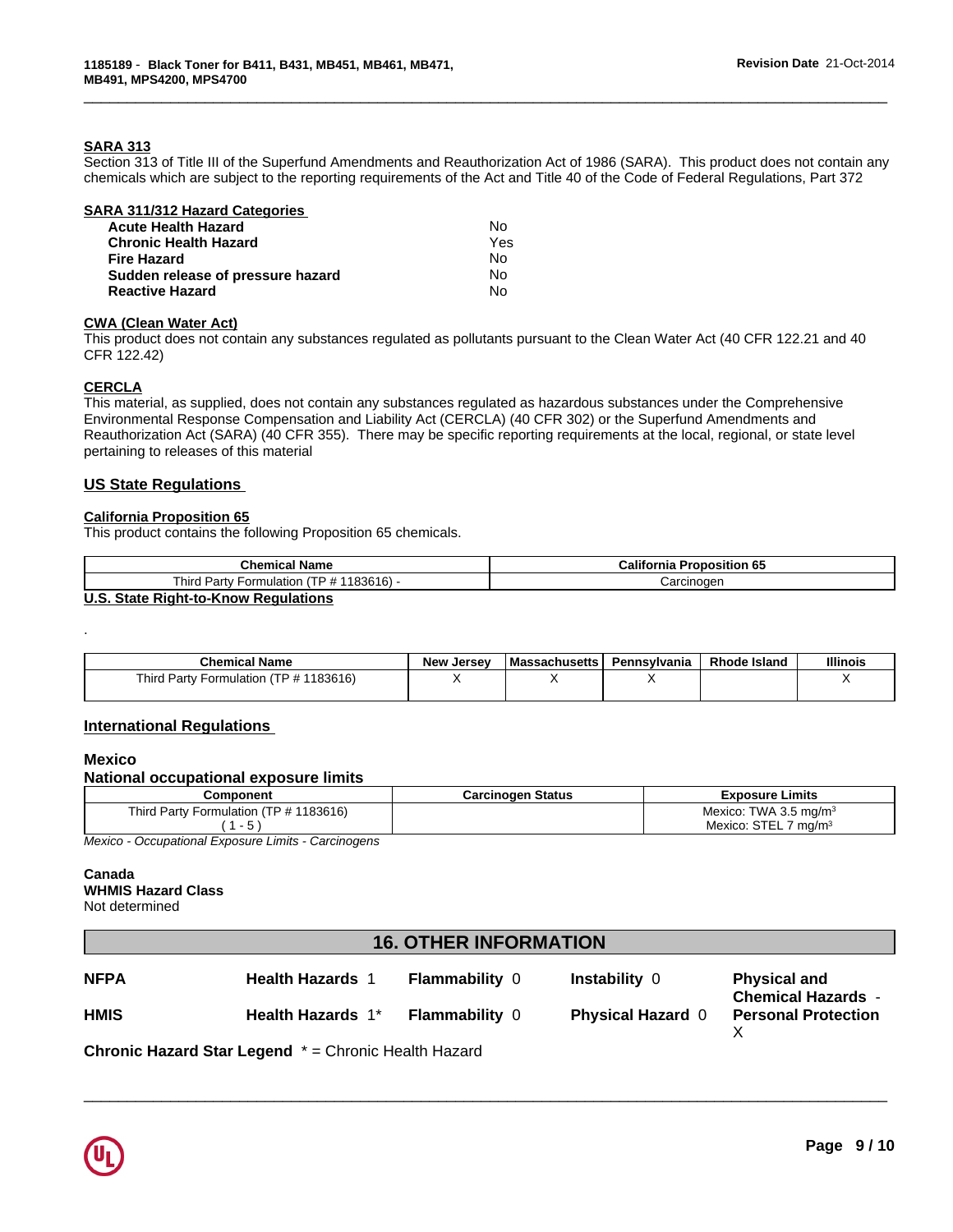### SARA 313

Section 313 of Title III of the Superfund Amendments and Reauthorization Act of 1986 (SARA). This product does not contain any chemicals which are subject to the reporting requirements of the Act and Title 40 of the Code of Federal Regulations, Part 372

### SARA 311/312 Hazard Categories

| | |
|---|---|
| **Acute Health Hazard** | No |
| **Chronic Health Hazard** | Yes |
| **Fire Hazard** | No |
| **Sudden release of pressure hazard** | No |
| **Reactive Hazard** | No |

### CWA (Clean Water Act)

This product does not contain any substances regulated as pollutants pursuant to the Clean Water Act (40 CFR 122.21 and 40 CFR 122.42)

### CERCLA

This material, as supplied, does not contain any substances regulated as hazardous substances under the Comprehensive Environmental Response Compensation and Liability Act (CERCLA) (40 CFR 302) or the Superfund Amendments and Reauthorization Act (SARA) (40 CFR 355). There may be specific reporting requirements at the local, regional, or state level pertaining to releases of this material

## US State Regulations

### California Proposition 65

This product contains the following Proposition 65 chemicals.

| Chemical Name | California Proposition 65 |
|---|---|
| Third Party Formulation (TP # 1183616) - | Carcinogen |

### U.S. State Right-to-Know Regulations

.

| Chemical Name | New Jersey | Massachusetts | Pennsylvania | Rhode Island | Illinois |
|---|---|---|---|---|---|
| Third Party Formulation (TP # 1183616) | X | X | X | | X |

## International Regulations

### Mexico

### National occupational exposure limits

| Component | Carcinogen Status | Exposure Limits |
|---|---|---|
| Third Party Formulation (TP # 1183616) ( 1 - 5 ) | | Mexico: TWA 3.5 mg/m³ Mexico: STEL 7 mg/m³ |

*Mexico - Occupational Exposure Limits - Carcinogens*

### Canada

**WHMIS Hazard Class**

Not determined

## 16. OTHER INFORMATION

| | | | | |
|---|---|---|---|---|
| **NFPA** | **Health Hazards** 1 | **Flammability** 0 | **Instability** 0 | **Physical and Chemical Hazards** - |
| **HMIS** | **Health Hazards** 1* | **Flammability** 0 | **Physical Hazard** 0 | **Personal Protection** X |

**Chronic Hazard Star Legend** * = Chronic Health Hazard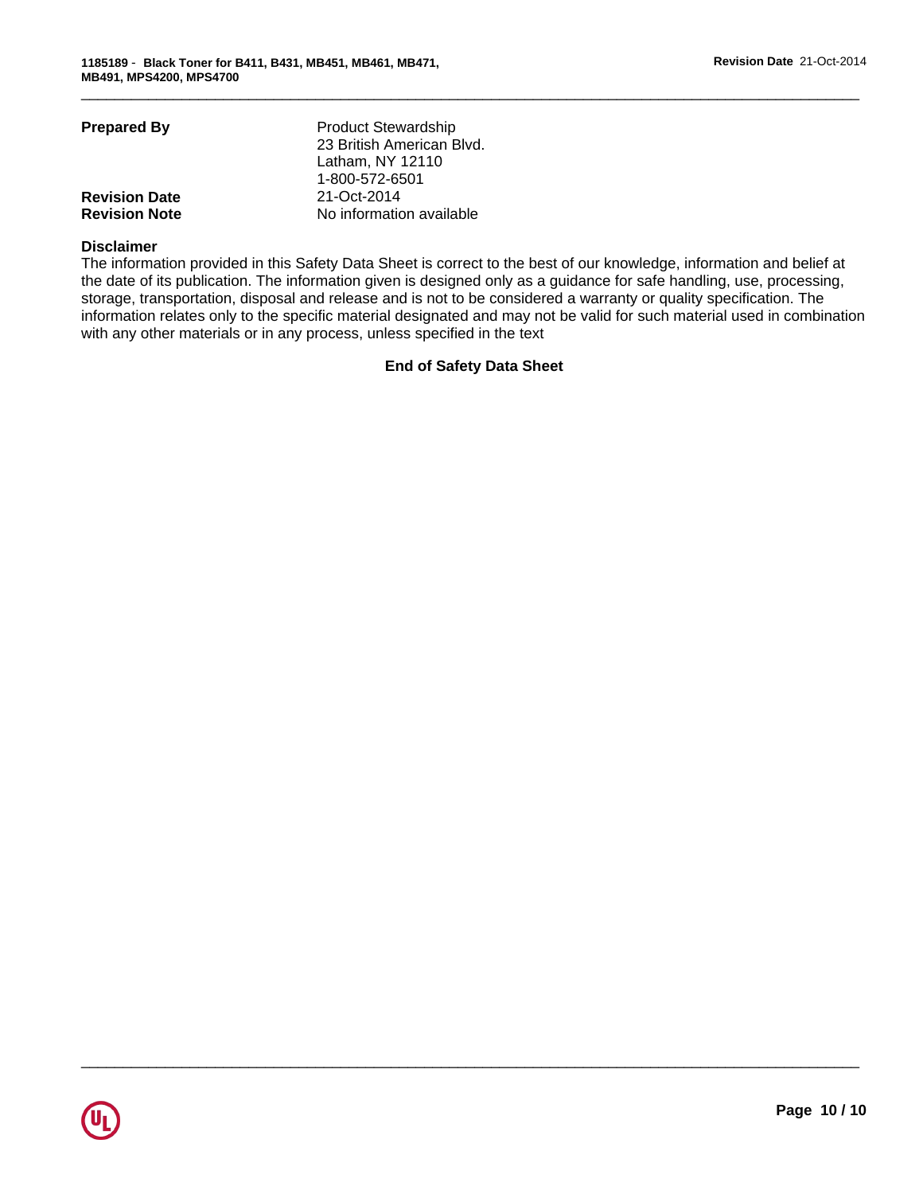**Prepared By**

Product Stewardship
23 British American Blvd.
Latham, NY 12110
1-800-572-6501

**Revision Date** 21-Oct-2014

**Revision Note** No information available

**Disclaimer**

The information provided in this Safety Data Sheet is correct to the best of our knowledge, information and belief at the date of its publication. The information given is designed only as a guidance for safe handling, use, processing, storage, transportation, disposal and release and is not to be considered a warranty or quality specification. The information relates only to the specific material designated and may not be valid for such material used in combination with any other materials or in any process, unless specified in the text

**End of Safety Data Sheet**